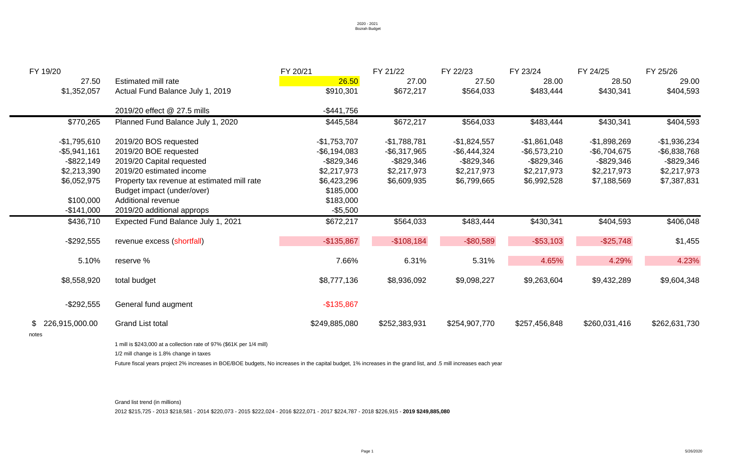2020 - 2021
Bozrah Budget

| FY 19/20 | | FY 20/21 | FY 21/22 | FY 22/23 | FY 23/24 | FY 24/25 | FY 25/26 |
|---|---|---|---|---|---|---|---|
| 27.50 | Estimated mill rate | 26.50 | 27.00 | 27.50 | 28.00 | 28.50 | 29.00 |
| $1,352,057 | Actual Fund Balance July 1, 2019 | $910,301 | $672,217 | $564,033 | $483,444 | $430,341 | $404,593 |
| | 2019/20 effect @ 27.5 mills | -$441,756 | | | | | |
| $770,265 | Planned Fund Balance July 1, 2020 | $445,584 | $672,217 | $564,033 | $483,444 | $430,341 | $404,593 |
| -$1,795,610 | 2019/20 BOS requested | -$1,753,707 | -$1,788,781 | -$1,824,557 | -$1,861,048 | -$1,898,269 | -$1,936,234 |
| -$5,941,161 | 2019/20 BOE requested | -$6,194,083 | -$6,317,965 | -$6,444,324 | -$6,573,210 | -$6,704,675 | -$6,838,768 |
| -$822,149 | 2019/20 Capital requested | -$829,346 | -$829,346 | -$829,346 | -$829,346 | -$829,346 | -$829,346 |
| $2,213,390 | 2019/20 estimated income | $2,217,973 | $2,217,973 | $2,217,973 | $2,217,973 | $2,217,973 | $2,217,973 |
| $6,052,975 | Property tax revenue at estimated mill rate | $6,423,296 | $6,609,935 | $6,799,665 | $6,992,528 | $7,188,569 | $7,387,831 |
| | Budget impact (under/over) | $185,000 | | | | | |
| $100,000 | Additional revenue | $183,000 | | | | | |
| -$141,000 | 2019/20 additional approps | -$5,500 | | | | | |
| $436,710 | Expected Fund Balance July 1, 2021 | $672,217 | $564,033 | $483,444 | $430,341 | $404,593 | $406,048 |
| -$292,555 | revenue excess (shortfall) | -$135,867 | -$108,184 | -$80,589 | -$53,103 | -$25,748 | $1,455 |
| 5.10% | reserve % | 7.66% | 6.31% | 5.31% | 4.65% | 4.29% | 4.23% |
| $8,558,920 | total budget | $8,777,136 | $8,936,092 | $9,098,227 | $9,263,604 | $9,432,289 | $9,604,348 |
| -$292,555 | General fund augment | -$135,867 | | | | | |
| $ 226,915,000.00 | Grand List total | $249,885,080 | $252,383,931 | $254,907,770 | $257,456,848 | $260,031,416 | $262,631,730 |

notes

1 mill is $243,000 at a collection rate of 97% ($61K per 1/4 mill)

1/2 mill change is 1.8% change in taxes

Future fiscal years project 2% increases in BOE/BOE budgets, No increases in the capital budget, 1% increases in the grand list, and .5 mill increases each year

Grand list trend (in millions)

2012 $215,725 - 2013 $218,581 - 2014 $220,073 - 2015 $222,024 - 2016 $222,071 - 2017 $224,787 - 2018 $226,915 - **2019 $249,885,080**

5/26/2020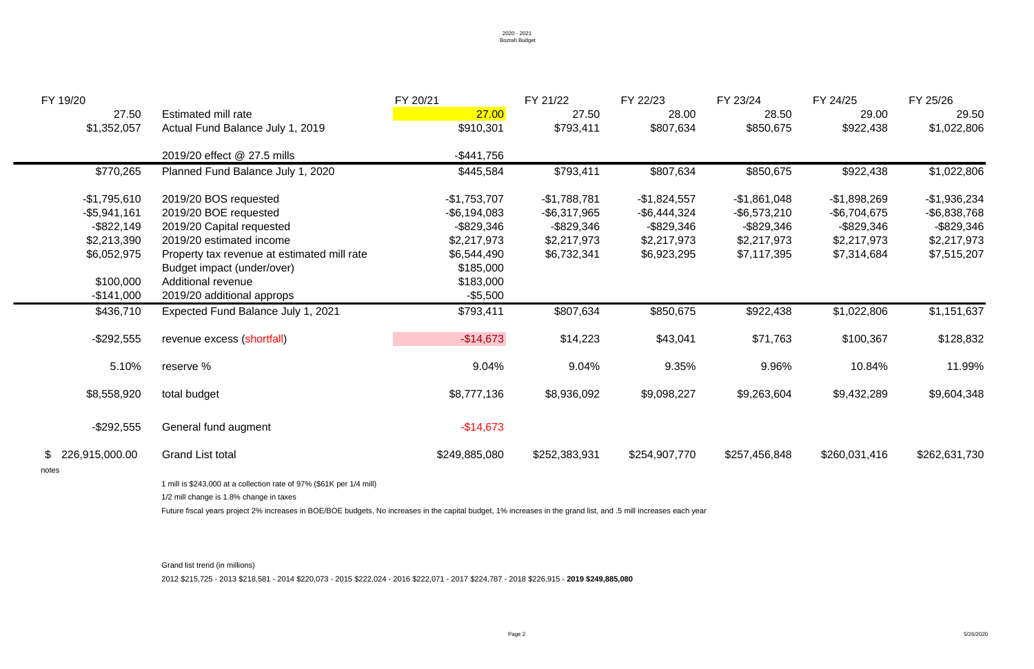2020 - 2021
Bozrah Budget

| FY 19/20 | | FY 20/21 | FY 21/22 | FY 22/23 | FY 23/24 | FY 24/25 | FY 25/26 |
|---|---|---|---|---|---|---|---|
| 27.50 | Estimated mill rate | 27.00 | 27.50 | 28.00 | 28.50 | 29.00 | 29.50 |
| $1,352,057 | Actual Fund Balance July 1, 2019 | $910,301 | $793,411 | $807,634 | $850,675 | $922,438 | $1,022,806 |
| | 2019/20 effect @ 27.5 mills | -$441,756 | | | | | |
| $770,265 | Planned Fund Balance July 1, 2020 | $445,584 | $793,411 | $807,634 | $850,675 | $922,438 | $1,022,806 |
| -$1,795,610 | 2019/20 BOS requested | -$1,753,707 | -$1,788,781 | -$1,824,557 | -$1,861,048 | -$1,898,269 | -$1,936,234 |
| -$5,941,161 | 2019/20 BOE requested | -$6,194,083 | -$6,317,965 | -$6,444,324 | -$6,573,210 | -$6,704,675 | -$6,838,768 |
| -$822,149 | 2019/20 Capital requested | -$829,346 | -$829,346 | -$829,346 | -$829,346 | -$829,346 | -$829,346 |
| $2,213,390 | 2019/20 estimated income | $2,217,973 | $2,217,973 | $2,217,973 | $2,217,973 | $2,217,973 | $2,217,973 |
| $6,052,975 | Property tax revenue at estimated mill rate | $6,544,490 | $6,732,341 | $6,923,295 | $7,117,395 | $7,314,684 | $7,515,207 |
| | Budget impact (under/over) | $185,000 | | | | | |
| $100,000 | Additional revenue | $183,000 | | | | | |
| -$141,000 | 2019/20 additional approps | -$5,500 | | | | | |
| $436,710 | Expected Fund Balance July 1, 2021 | $793,411 | $807,634 | $850,675 | $922,438 | $1,022,806 | $1,151,637 |
| -$292,555 | revenue excess (shortfall) | -$14,673 | $14,223 | $43,041 | $71,763 | $100,367 | $128,832 |
| 5.10% | reserve % | 9.04% | 9.04% | 9.35% | 9.96% | 10.84% | 11.99% |
| $8,558,920 | total budget | $8,777,136 | $8,936,092 | $9,098,227 | $9,263,604 | $9,432,289 | $9,604,348 |
| -$292,555 | General fund augment | -$14,673 | | | | | |
| $ 226,915,000.00 | Grand List total | $249,885,080 | $252,383,931 | $254,907,770 | $257,456,848 | $260,031,416 | $262,631,730 |

notes

1 mill is $243,000 at a collection rate of 97% ($61K per 1/4 mill)

1/2 mill change is 1.8% change in taxes

Future fiscal years project 2% increases in BOE/BOE budgets, No increases in the capital budget, 1% increases in the grand list, and .5 mill increases each year

Grand list trend (in millions)

2012 $215,725 - 2013 $218,581 - 2014 $220,073 - 2015 $222,024 - 2016 $222,071 - 2017 $224,787 - 2018 $226,915 - **2019 $249,885,080**

5/26/2020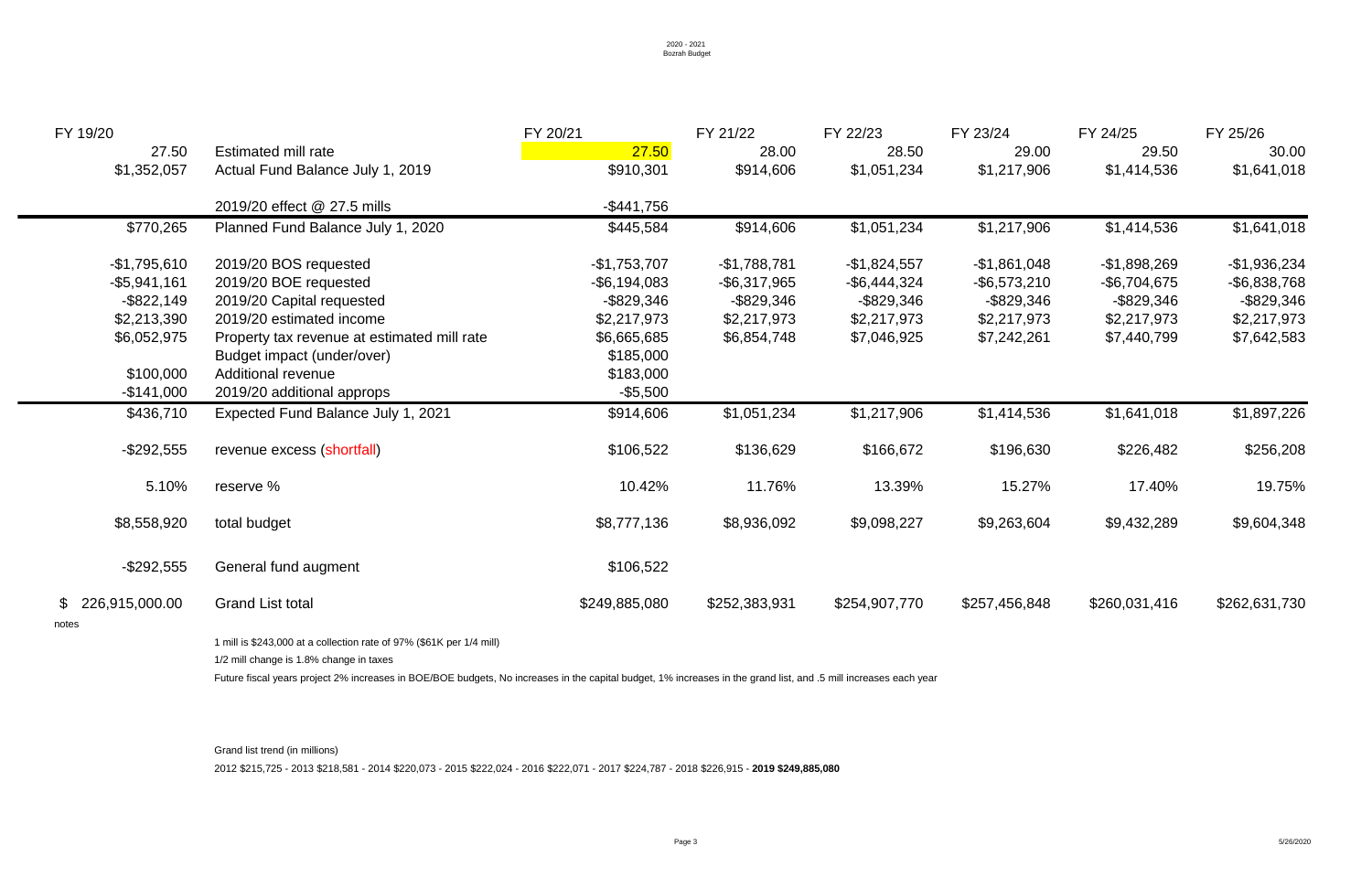2020 - 2021
Bozrah Budget

| FY 19/20 | | FY 20/21 | FY 21/22 | FY 22/23 | FY 23/24 | FY 24/25 | FY 25/26 |
|---|---|---|---|---|---|---|---|
| 27.50 | Estimated mill rate | 27.50 | 28.00 | 28.50 | 29.00 | 29.50 | 30.00 |
| $1,352,057 | Actual Fund Balance July 1, 2019 | $910,301 | $914,606 | $1,051,234 | $1,217,906 | $1,414,536 | $1,641,018 |
| | 2019/20 effect @ 27.5 mills | -$441,756 | | | | | |
| $770,265 | Planned Fund Balance July 1, 2020 | $445,584 | $914,606 | $1,051,234 | $1,217,906 | $1,414,536 | $1,641,018 |
| -$1,795,610 | 2019/20 BOS requested | -$1,753,707 | -$1,788,781 | -$1,824,557 | -$1,861,048 | -$1,898,269 | -$1,936,234 |
| -$5,941,161 | 2019/20 BOE requested | -$6,194,083 | -$6,317,965 | -$6,444,324 | -$6,573,210 | -$6,704,675 | -$6,838,768 |
| -$822,149 | 2019/20 Capital requested | -$829,346 | -$829,346 | -$829,346 | -$829,346 | -$829,346 | -$829,346 |
| $2,213,390 | 2019/20 estimated income | $2,217,973 | $2,217,973 | $2,217,973 | $2,217,973 | $2,217,973 | $2,217,973 |
| $6,052,975 | Property tax revenue at estimated mill rate | $6,665,685 | $6,854,748 | $7,046,925 | $7,242,261 | $7,440,799 | $7,642,583 |
| | Budget impact (under/over) | $185,000 | | | | | |
| $100,000 | Additional revenue | $183,000 | | | | | |
| -$141,000 | 2019/20 additional approps | -$5,500 | | | | | |
| $436,710 | Expected Fund Balance July 1, 2021 | $914,606 | $1,051,234 | $1,217,906 | $1,414,536 | $1,641,018 | $1,897,226 |
| -$292,555 | revenue excess (shortfall) | $106,522 | $136,629 | $166,672 | $196,630 | $226,482 | $256,208 |
| 5.10% | reserve % | 10.42% | 11.76% | 13.39% | 15.27% | 17.40% | 19.75% |
| $8,558,920 | total budget | $8,777,136 | $8,936,092 | $9,098,227 | $9,263,604 | $9,432,289 | $9,604,348 |
| -$292,555 | General fund augment | $106,522 | | | | | |
| $ 226,915,000.00 | Grand List total | $249,885,080 | $252,383,931 | $254,907,770 | $257,456,848 | $260,031,416 | $262,631,730 |

notes

1 mill is $243,000 at a collection rate of 97% ($61K per 1/4 mill)

1/2 mill change is 1.8% change in taxes

Future fiscal years project 2% increases in BOE/BOE budgets, No increases in the capital budget, 1% increases in the grand list, and .5 mill increases each year

Grand list trend (in millions)

2012 $215,725 - 2013 $218,581 - 2014 $220,073 - 2015 $222,024 - 2016 $222,071 - 2017 $224,787 - 2018 $226,915 - **2019 $249,885,080**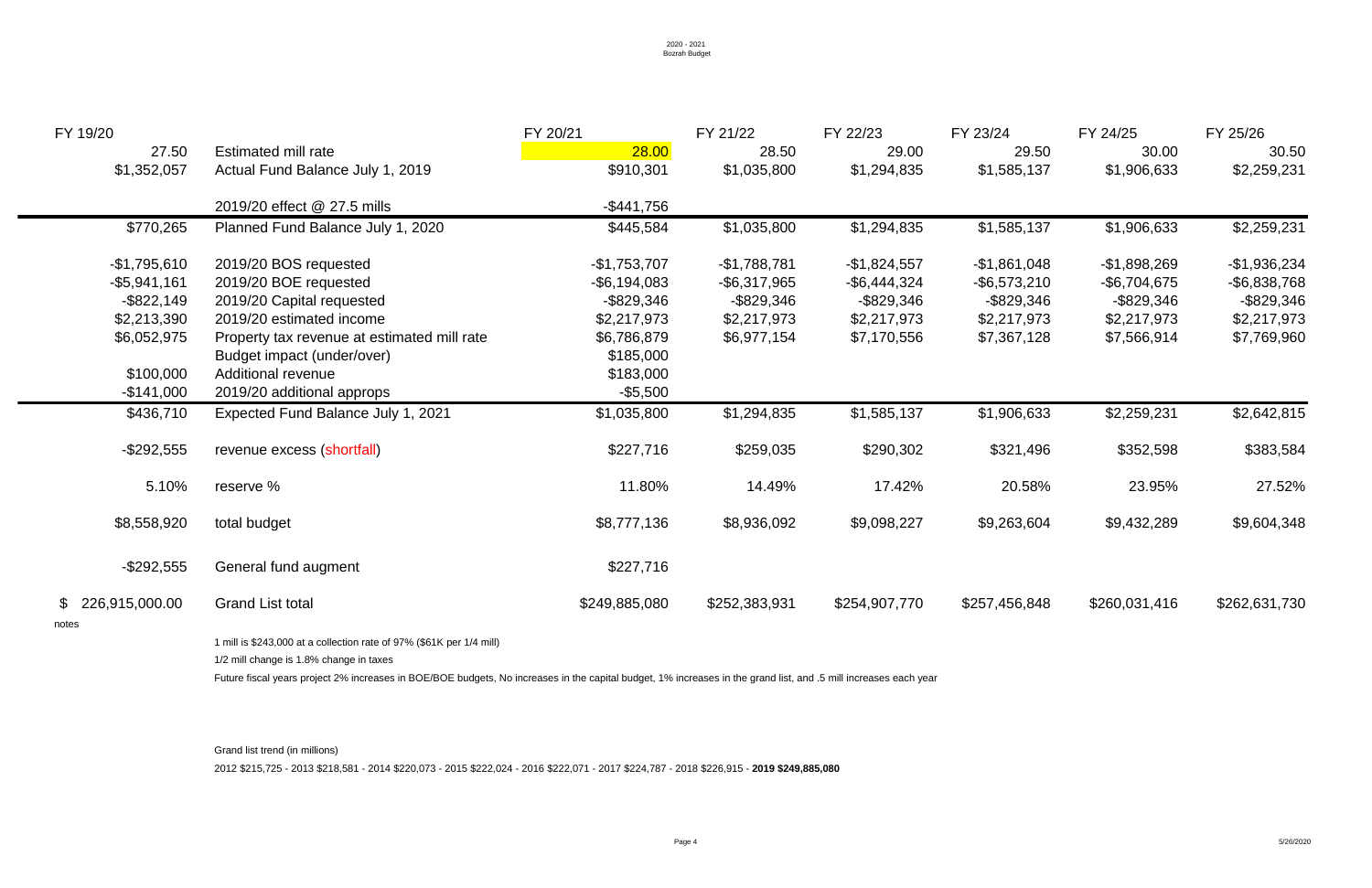2020 - 2021
Bozrah Budget

| FY 19/20 | | FY 20/21 | FY 21/22 | FY 22/23 | FY 23/24 | FY 24/25 | FY 25/26 |
|---|---|---|---|---|---|---|---|
| 27.50 | Estimated mill rate | 28.00 | 28.50 | 29.00 | 29.50 | 30.00 | 30.50 |
| $1,352,057 | Actual Fund Balance July 1, 2019 | $910,301 | $1,035,800 | $1,294,835 | $1,585,137 | $1,906,633 | $2,259,231 |
| | 2019/20 effect @ 27.5 mills | -$441,756 | | | | | |
| $770,265 | Planned Fund Balance July 1, 2020 | $445,584 | $1,035,800 | $1,294,835 | $1,585,137 | $1,906,633 | $2,259,231 |
| -$1,795,610 | 2019/20 BOS requested | -$1,753,707 | -$1,788,781 | -$1,824,557 | -$1,861,048 | -$1,898,269 | -$1,936,234 |
| -$5,941,161 | 2019/20 BOE requested | -$6,194,083 | -$6,317,965 | -$6,444,324 | -$6,573,210 | -$6,704,675 | -$6,838,768 |
| -$822,149 | 2019/20 Capital requested | -$829,346 | -$829,346 | -$829,346 | -$829,346 | -$829,346 | -$829,346 |
| $2,213,390 | 2019/20 estimated income | $2,217,973 | $2,217,973 | $2,217,973 | $2,217,973 | $2,217,973 | $2,217,973 |
| $6,052,975 | Property tax revenue at estimated mill rate | $6,786,879 | $6,977,154 | $7,170,556 | $7,367,128 | $7,566,914 | $7,769,960 |
| | Budget impact (under/over) | $185,000 | | | | | |
| $100,000 | Additional revenue | $183,000 | | | | | |
| -$141,000 | 2019/20 additional approps | -$5,500 | | | | | |
| $436,710 | Expected Fund Balance July 1, 2021 | $1,035,800 | $1,294,835 | $1,585,137 | $1,906,633 | $2,259,231 | $2,642,815 |
| -$292,555 | revenue excess (shortfall) | $227,716 | $259,035 | $290,302 | $321,496 | $352,598 | $383,584 |
| 5.10% | reserve % | 11.80% | 14.49% | 17.42% | 20.58% | 23.95% | 27.52% |
| $8,558,920 | total budget | $8,777,136 | $8,936,092 | $9,098,227 | $9,263,604 | $9,432,289 | $9,604,348 |
| -$292,555 | General fund augment | $227,716 | | | | | |
| $ 226,915,000.00 | Grand List total | $249,885,080 | $252,383,931 | $254,907,770 | $257,456,848 | $260,031,416 | $262,631,730 |

notes

1 mill is $243,000 at a collection rate of 97% ($61K per 1/4 mill)

1/2 mill change is 1.8% change in taxes

Future fiscal years project 2% increases in BOE/BOE budgets, No increases in the capital budget, 1% increases in the grand list, and .5 mill increases each year

Grand list trend (in millions)

2012 $215,725 - 2013 $218,581 - 2014 $220,073 - 2015 $222,024 - 2016 $222,071 - 2017 $224,787 - 2018 $226,915 - **2019 $249,885,080**

5/26/2020